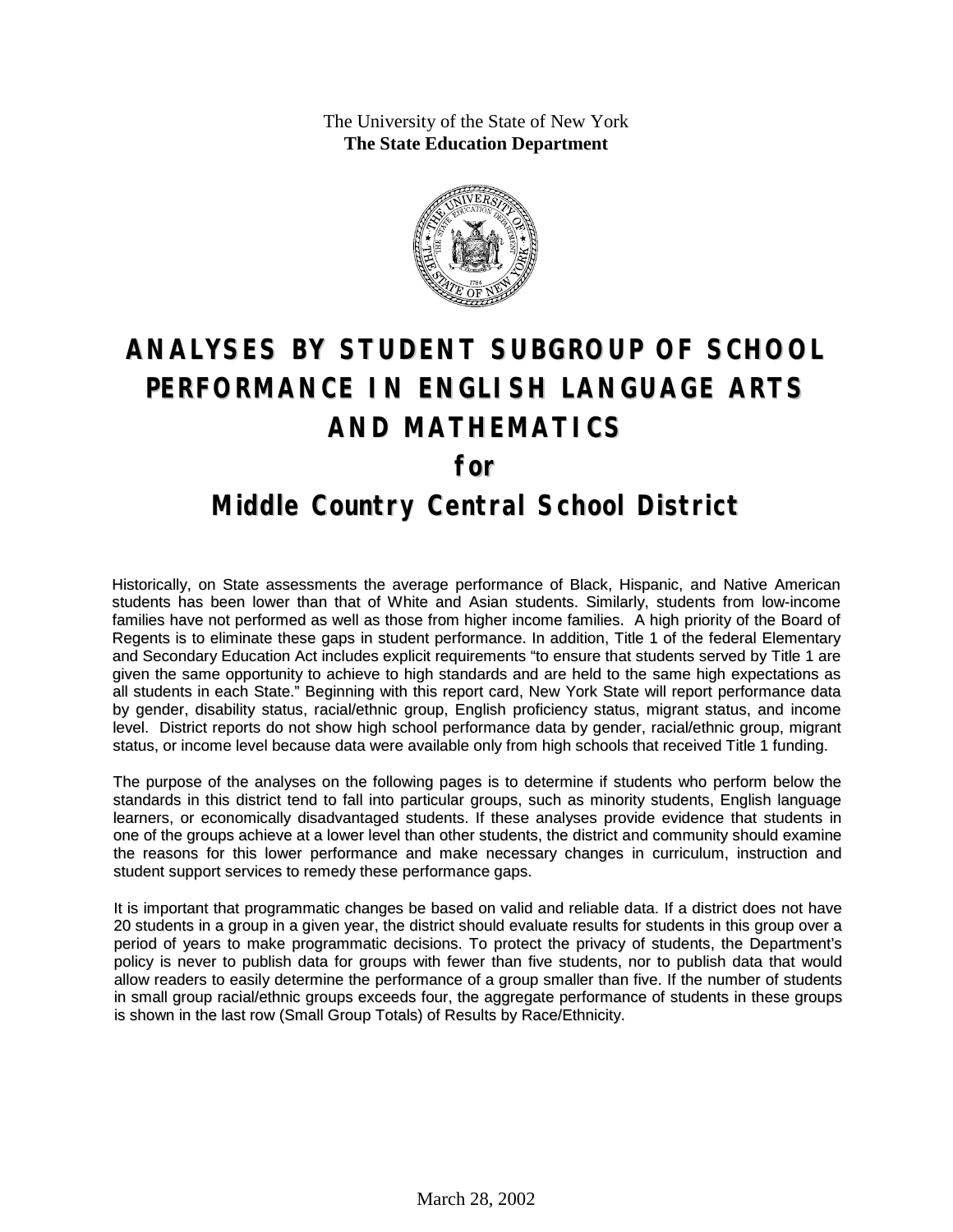The University of the State of New York
**The State Education Department**

# ANALYSES BY STUDENT SUBGROUP OF SCHOOL PERFORMANCE IN ENGLISH LANGUAGE ARTS AND MATHEMATICS

## for

## Middle Country Central School District

Historically, on State assessments the average performance of Black, Hispanic, and Native American students has been lower than that of White and Asian students. Similarly, students from low-income families have not performed as well as those from higher income families. A high priority of the Board of Regents is to eliminate these gaps in student performance. In addition, Title 1 of the federal Elementary and Secondary Education Act includes explicit requirements "to ensure that students served by Title 1 are given the same opportunity to achieve to high standards and are held to the same high expectations as all students in each State." Beginning with this report card, New York State will report performance data by gender, disability status, racial/ethnic group, English proficiency status, migrant status, and income level. District reports do not show high school performance data by gender, racial/ethnic group, migrant status, or income level because data were available only from high schools that received Title 1 funding.

The purpose of the analyses on the following pages is to determine if students who perform below the standards in this district tend to fall into particular groups, such as minority students, English language learners, or economically disadvantaged students. If these analyses provide evidence that students in one of the groups achieve at a lower level than other students, the district and community should examine the reasons for this lower performance and make necessary changes in curriculum, instruction and student support services to remedy these performance gaps.

It is important that programmatic changes be based on valid and reliable data. If a district does not have 20 students in a group in a given year, the district should evaluate results for students in this group over a period of years to make programmatic decisions. To protect the privacy of students, the Department's policy is never to publish data for groups with fewer than five students, nor to publish data that would allow readers to easily determine the performance of a group smaller than five. If the number of students in small group racial/ethnic groups exceeds four, the aggregate performance of students in these groups is shown in the last row (Small Group Totals) of Results by Race/Ethnicity.

March 28, 2002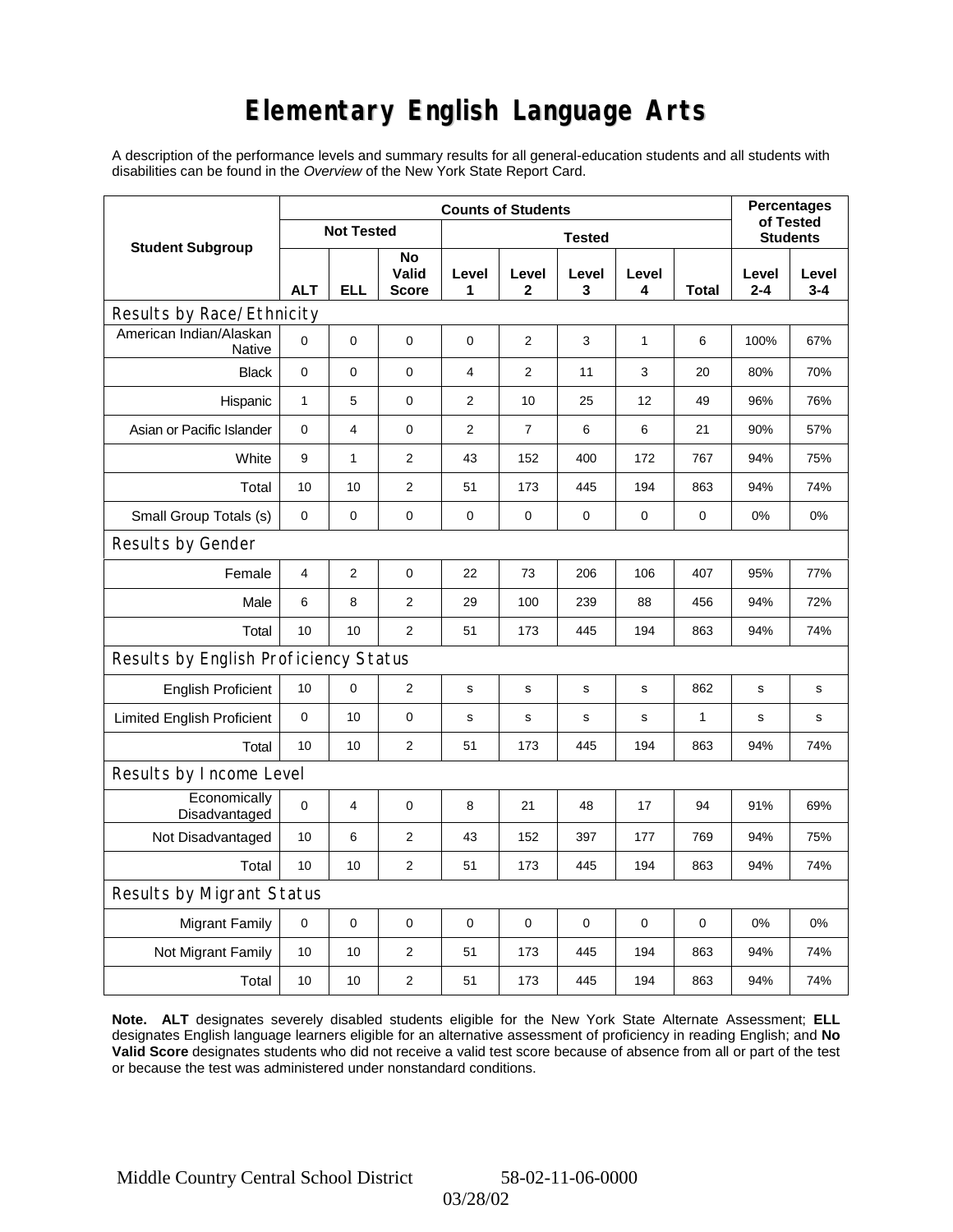# Elementary English Language Arts

A description of the performance levels and summary results for all general-education students and all students with disabilities can be found in the *Overview* of the New York State Report Card.

| Student Subgroup | Counts of Students | | | | | | | | Percentages of Tested Students | |
|---|---|---|---|---|---|---|---|---|---|---|
| | Not Tested | | | Tested | | | | | | |
| | ALT | ELL | No Valid Score | Level 1 | Level 2 | Level 3 | Level 4 | Total | Level 2-4 | Level 3-4 |
| **Results by Race/Ethnicity** | | | | | | | | | | |
| American Indian/Alaskan Native | 0 | 0 | 0 | 0 | 2 | 3 | 1 | 6 | 100% | 67% |
| Black | 0 | 0 | 0 | 4 | 2 | 11 | 3 | 20 | 80% | 70% |
| Hispanic | 1 | 5 | 0 | 2 | 10 | 25 | 12 | 49 | 96% | 76% |
| Asian or Pacific Islander | 0 | 4 | 0 | 2 | 7 | 6 | 6 | 21 | 90% | 57% |
| White | 9 | 1 | 2 | 43 | 152 | 400 | 172 | 767 | 94% | 75% |
| Total | 10 | 10 | 2 | 51 | 173 | 445 | 194 | 863 | 94% | 74% |
| Small Group Totals (s) | 0 | 0 | 0 | 0 | 0 | 0 | 0 | 0 | 0% | 0% |
| **Results by Gender** | | | | | | | | | | |
| Female | 4 | 2 | 0 | 22 | 73 | 206 | 106 | 407 | 95% | 77% |
| Male | 6 | 8 | 2 | 29 | 100 | 239 | 88 | 456 | 94% | 72% |
| Total | 10 | 10 | 2 | 51 | 173 | 445 | 194 | 863 | 94% | 74% |
| **Results by English Proficiency Status** | | | | | | | | | | |
| English Proficient | 10 | 0 | 2 | s | s | s | s | 862 | s | s |
| Limited English Proficient | 0 | 10 | 0 | s | s | s | s | 1 | s | s |
| Total | 10 | 10 | 2 | 51 | 173 | 445 | 194 | 863 | 94% | 74% |
| **Results by Income Level** | | | | | | | | | | |
| Economically Disadvantaged | 0 | 4 | 0 | 8 | 21 | 48 | 17 | 94 | 91% | 69% |
| Not Disadvantaged | 10 | 6 | 2 | 43 | 152 | 397 | 177 | 769 | 94% | 75% |
| Total | 10 | 10 | 2 | 51 | 173 | 445 | 194 | 863 | 94% | 74% |
| **Results by Migrant Status** | | | | | | | | | | |
| Migrant Family | 0 | 0 | 0 | 0 | 0 | 0 | 0 | 0 | 0% | 0% |
| Not Migrant Family | 10 | 10 | 2 | 51 | 173 | 445 | 194 | 863 | 94% | 74% |
| Total | 10 | 10 | 2 | 51 | 173 | 445 | 194 | 863 | 94% | 74% |

**Note. ALT** designates severely disabled students eligible for the New York State Alternate Assessment; **ELL** designates English language learners eligible for an alternative assessment of proficiency in reading English; and **No Valid Score** designates students who did not receive a valid test score because of absence from all or part of the test or because the test was administered under nonstandard conditions.

Middle Country Central School District 58-02-11-06-0000

03/28/02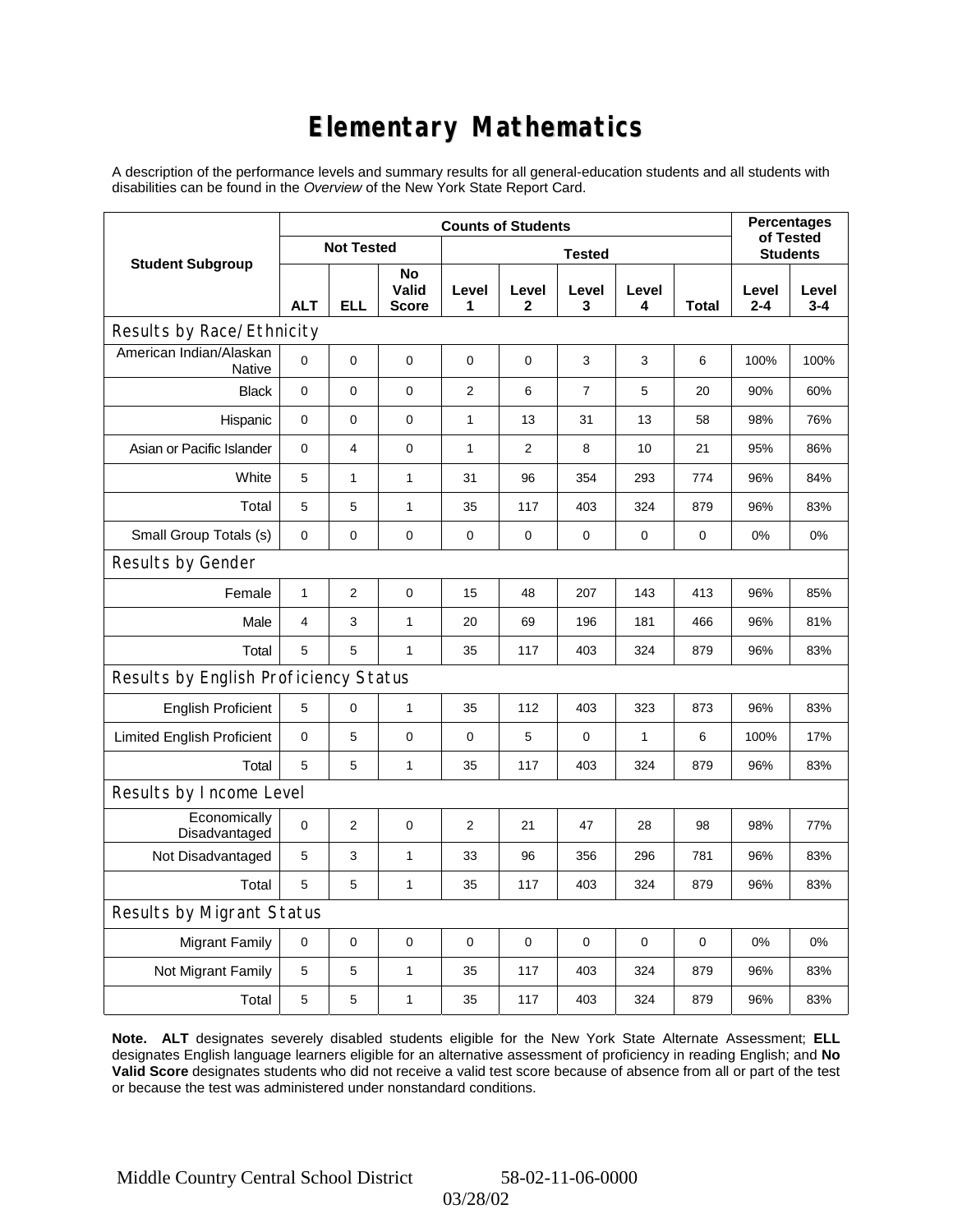# Elementary Mathematics

A description of the performance levels and summary results for all general-education students and all students with disabilities can be found in the *Overview* of the New York State Report Card.

| Student Subgroup | Counts of Students | | | | | | | | Percentages of Tested Students | |
|---|---|---|---|---|---|---|---|---|---|---|
| | Not Tested | | | Tested | | | | | | |
| | ALT | ELL | No Valid Score | Level 1 | Level 2 | Level 3 | Level 4 | Total | Level 2-4 | Level 3-4 |
| **Results by Race/Ethnicity** | | | | | | | | | | |
| American Indian/Alaskan Native | 0 | 0 | 0 | 0 | 0 | 3 | 3 | 6 | 100% | 100% |
| Black | 0 | 0 | 0 | 2 | 6 | 7 | 5 | 20 | 90% | 60% |
| Hispanic | 0 | 0 | 0 | 1 | 13 | 31 | 13 | 58 | 98% | 76% |
| Asian or Pacific Islander | 0 | 4 | 0 | 1 | 2 | 8 | 10 | 21 | 95% | 86% |
| White | 5 | 1 | 1 | 31 | 96 | 354 | 293 | 774 | 96% | 84% |
| Total | 5 | 5 | 1 | 35 | 117 | 403 | 324 | 879 | 96% | 83% |
| Small Group Totals (s) | 0 | 0 | 0 | 0 | 0 | 0 | 0 | 0 | 0% | 0% |
| **Results by Gender** | | | | | | | | | | |
| Female | 1 | 2 | 0 | 15 | 48 | 207 | 143 | 413 | 96% | 85% |
| Male | 4 | 3 | 1 | 20 | 69 | 196 | 181 | 466 | 96% | 81% |
| Total | 5 | 5 | 1 | 35 | 117 | 403 | 324 | 879 | 96% | 83% |
| **Results by English Proficiency Status** | | | | | | | | | | |
| English Proficient | 5 | 0 | 1 | 35 | 112 | 403 | 323 | 873 | 96% | 83% |
| Limited English Proficient | 0 | 5 | 0 | 0 | 5 | 0 | 1 | 6 | 100% | 17% |
| Total | 5 | 5 | 1 | 35 | 117 | 403 | 324 | 879 | 96% | 83% |
| **Results by Income Level** | | | | | | | | | | |
| Economically Disadvantaged | 0 | 2 | 0 | 2 | 21 | 47 | 28 | 98 | 98% | 77% |
| Not Disadvantaged | 5 | 3 | 1 | 33 | 96 | 356 | 296 | 781 | 96% | 83% |
| Total | 5 | 5 | 1 | 35 | 117 | 403 | 324 | 879 | 96% | 83% |
| **Results by Migrant Status** | | | | | | | | | | |
| Migrant Family | 0 | 0 | 0 | 0 | 0 | 0 | 0 | 0 | 0% | 0% |
| Not Migrant Family | 5 | 5 | 1 | 35 | 117 | 403 | 324 | 879 | 96% | 83% |
| Total | 5 | 5 | 1 | 35 | 117 | 403 | 324 | 879 | 96% | 83% |

**Note. ALT** designates severely disabled students eligible for the New York State Alternate Assessment; **ELL** designates English language learners eligible for an alternative assessment of proficiency in reading English; and **No Valid Score** designates students who did not receive a valid test score because of absence from all or part of the test or because the test was administered under nonstandard conditions.

Middle Country Central School District 58-02-11-06-0000

03/28/02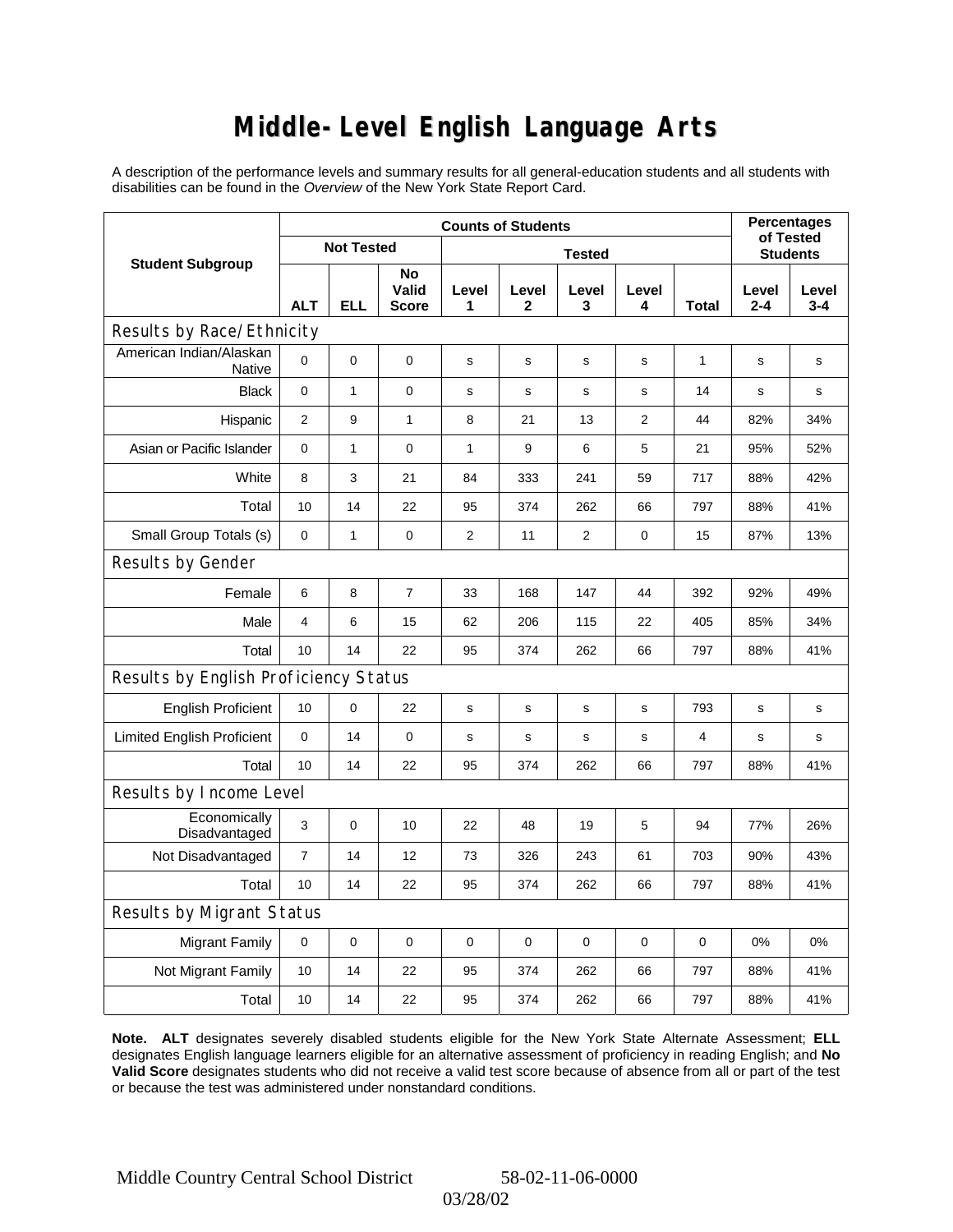# Middle-Level English Language Arts

A description of the performance levels and summary results for all general-education students and all students with disabilities can be found in the *Overview* of the New York State Report Card.

| Student Subgroup | Counts of Students | | | | | | | | Percentages of Tested Students | |
|---|---|---|---|---|---|---|---|---|---|---|
| | Not Tested | | | Tested | | | | | | |
| | ALT | ELL | No Valid Score | Level 1 | Level 2 | Level 3 | Level 4 | Total | Level 2-4 | Level 3-4 |
| **Results by Race/Ethnicity** | | | | | | | | | | |
| American Indian/Alaskan Native | 0 | 0 | 0 | s | s | s | s | 1 | s | s |
| Black | 0 | 1 | 0 | s | s | s | s | 14 | s | s |
| Hispanic | 2 | 9 | 1 | 8 | 21 | 13 | 2 | 44 | 82% | 34% |
| Asian or Pacific Islander | 0 | 1 | 0 | 1 | 9 | 6 | 5 | 21 | 95% | 52% |
| White | 8 | 3 | 21 | 84 | 333 | 241 | 59 | 717 | 88% | 42% |
| Total | 10 | 14 | 22 | 95 | 374 | 262 | 66 | 797 | 88% | 41% |
| Small Group Totals (s) | 0 | 1 | 0 | 2 | 11 | 2 | 0 | 15 | 87% | 13% |
| **Results by Gender** | | | | | | | | | | |
| Female | 6 | 8 | 7 | 33 | 168 | 147 | 44 | 392 | 92% | 49% |
| Male | 4 | 6 | 15 | 62 | 206 | 115 | 22 | 405 | 85% | 34% |
| Total | 10 | 14 | 22 | 95 | 374 | 262 | 66 | 797 | 88% | 41% |
| **Results by English Proficiency Status** | | | | | | | | | | |
| English Proficient | 10 | 0 | 22 | s | s | s | s | 793 | s | s |
| Limited English Proficient | 0 | 14 | 0 | s | s | s | s | 4 | s | s |
| Total | 10 | 14 | 22 | 95 | 374 | 262 | 66 | 797 | 88% | 41% |
| **Results by Income Level** | | | | | | | | | | |
| Economically Disadvantaged | 3 | 0 | 10 | 22 | 48 | 19 | 5 | 94 | 77% | 26% |
| Not Disadvantaged | 7 | 14 | 12 | 73 | 326 | 243 | 61 | 703 | 90% | 43% |
| Total | 10 | 14 | 22 | 95 | 374 | 262 | 66 | 797 | 88% | 41% |
| **Results by Migrant Status** | | | | | | | | | | |
| Migrant Family | 0 | 0 | 0 | 0 | 0 | 0 | 0 | 0 | 0% | 0% |
| Not Migrant Family | 10 | 14 | 22 | 95 | 374 | 262 | 66 | 797 | 88% | 41% |
| Total | 10 | 14 | 22 | 95 | 374 | 262 | 66 | 797 | 88% | 41% |

**Note. ALT** designates severely disabled students eligible for the New York State Alternate Assessment; **ELL** designates English language learners eligible for an alternative assessment of proficiency in reading English; and **No Valid Score** designates students who did not receive a valid test score because of absence from all or part of the test or because the test was administered under nonstandard conditions.

Middle Country Central School District 58-02-11-06-0000

03/28/02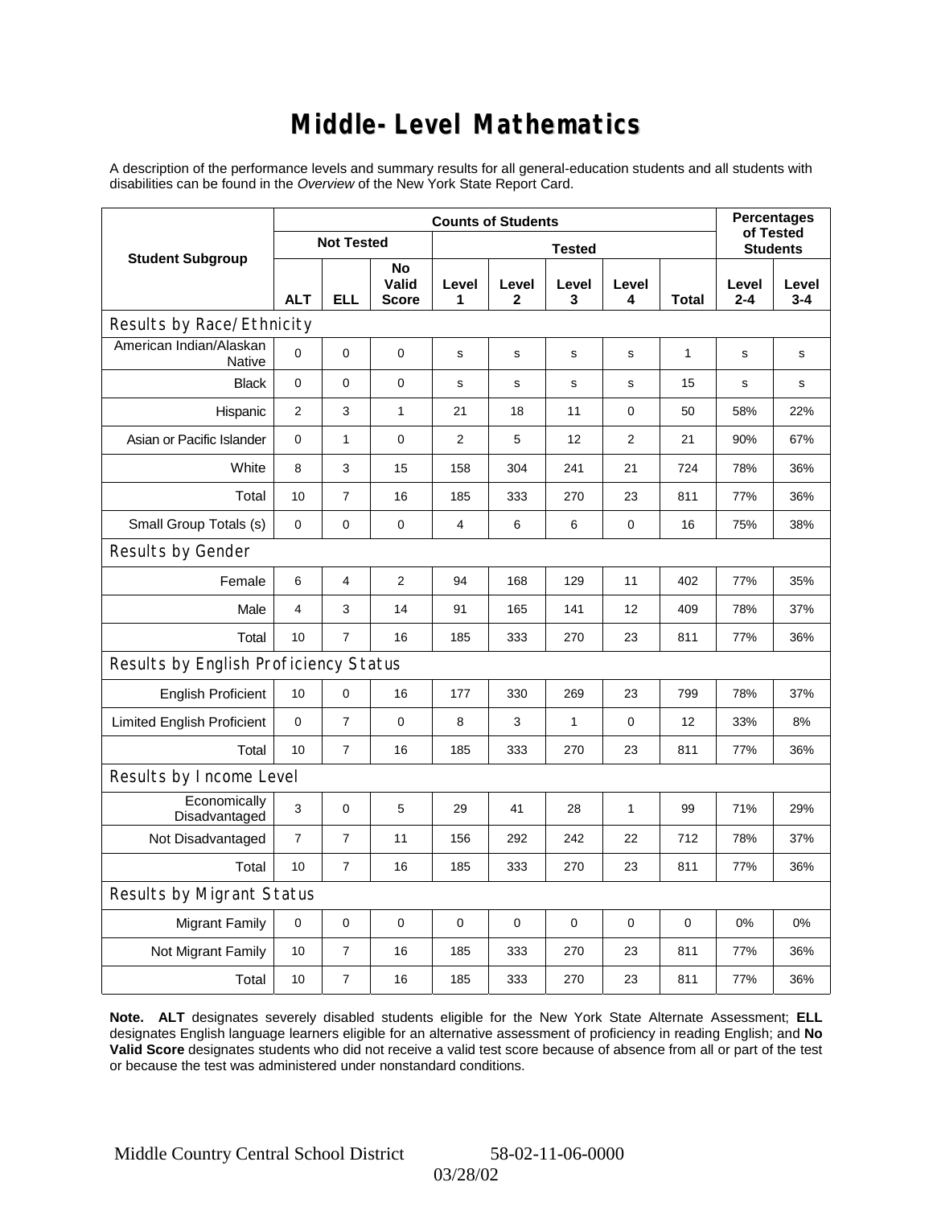# Middle-Level Mathematics

A description of the performance levels and summary results for all general-education students and all students with disabilities can be found in the *Overview* of the New York State Report Card.

| Student Subgroup | Counts of Students | | | | | | | | Percentages of Tested Students | |
|---|---|---|---|---|---|---|---|---|---|---|
| | Not Tested | | | Tested | | | | | | |
| | ALT | ELL | No Valid Score | Level 1 | Level 2 | Level 3 | Level 4 | Total | Level 2-4 | Level 3-4 |
| **Results by Race/Ethnicity** | | | | | | | | | | |
| American Indian/Alaskan Native | 0 | 0 | 0 | s | s | s | s | 1 | s | s |
| Black | 0 | 0 | 0 | s | s | s | s | 15 | s | s |
| Hispanic | 2 | 3 | 1 | 21 | 18 | 11 | 0 | 50 | 58% | 22% |
| Asian or Pacific Islander | 0 | 1 | 0 | 2 | 5 | 12 | 2 | 21 | 90% | 67% |
| White | 8 | 3 | 15 | 158 | 304 | 241 | 21 | 724 | 78% | 36% |
| Total | 10 | 7 | 16 | 185 | 333 | 270 | 23 | 811 | 77% | 36% |
| Small Group Totals (s) | 0 | 0 | 0 | 4 | 6 | 6 | 0 | 16 | 75% | 38% |
| **Results by Gender** | | | | | | | | | | |
| Female | 6 | 4 | 2 | 94 | 168 | 129 | 11 | 402 | 77% | 35% |
| Male | 4 | 3 | 14 | 91 | 165 | 141 | 12 | 409 | 78% | 37% |
| Total | 10 | 7 | 16 | 185 | 333 | 270 | 23 | 811 | 77% | 36% |
| **Results by English Proficiency Status** | | | | | | | | | | |
| English Proficient | 10 | 0 | 16 | 177 | 330 | 269 | 23 | 799 | 78% | 37% |
| Limited English Proficient | 0 | 7 | 0 | 8 | 3 | 1 | 0 | 12 | 33% | 8% |
| Total | 10 | 7 | 16 | 185 | 333 | 270 | 23 | 811 | 77% | 36% |
| **Results by Income Level** | | | | | | | | | | |
| Economically Disadvantaged | 3 | 0 | 5 | 29 | 41 | 28 | 1 | 99 | 71% | 29% |
| Not Disadvantaged | 7 | 7 | 11 | 156 | 292 | 242 | 22 | 712 | 78% | 37% |
| Total | 10 | 7 | 16 | 185 | 333 | 270 | 23 | 811 | 77% | 36% |
| **Results by Migrant Status** | | | | | | | | | | |
| Migrant Family | 0 | 0 | 0 | 0 | 0 | 0 | 0 | 0 | 0% | 0% |
| Not Migrant Family | 10 | 7 | 16 | 185 | 333 | 270 | 23 | 811 | 77% | 36% |
| Total | 10 | 7 | 16 | 185 | 333 | 270 | 23 | 811 | 77% | 36% |

**Note. ALT** designates severely disabled students eligible for the New York State Alternate Assessment; **ELL** designates English language learners eligible for an alternative assessment of proficiency in reading English; and **No Valid Score** designates students who did not receive a valid test score because of absence from all or part of the test or because the test was administered under nonstandard conditions.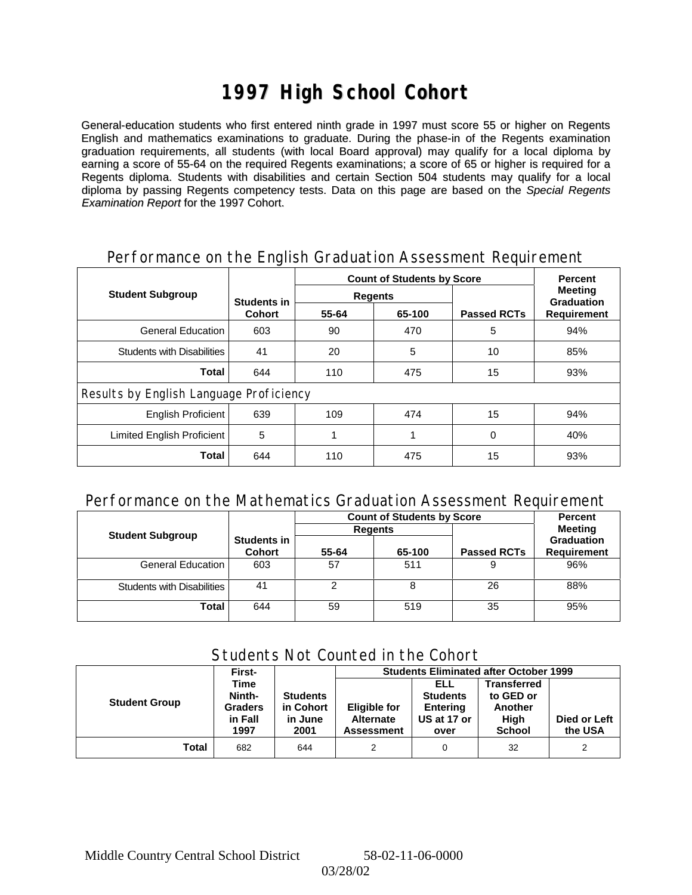# 1997 High School Cohort

General-education students who first entered ninth grade in 1997 must score 55 or higher on Regents English and mathematics examinations to graduate. During the phase-in of the Regents examination graduation requirements, all students (with local Board approval) may qualify for a local diploma by earning a score of 55-64 on the required Regents examinations; a score of 65 or higher is required for a Regents diploma. Students with disabilities and certain Section 504 students may qualify for a local diploma by passing Regents competency tests. Data on this page are based on the *Special Regents Examination Report* for the 1997 Cohort.

## Performance on the English Graduation Assessment Requirement

| Student Subgroup | Students in Cohort | Count of Students by Score | | | Percent Meeting Graduation Requirement |
|---|---|---|---|---|---|
| | | Regents 55-64 | Regents 65-100 | Passed RCTs | |
| General Education | 603 | 90 | 470 | 5 | 94% |
| Students with Disabilities | 41 | 20 | 5 | 10 | 85% |
| **Total** | 644 | 110 | 475 | 15 | 93% |
| Results by English Language Proficiency | | | | | |
| English Proficient | 639 | 109 | 474 | 15 | 94% |
| Limited English Proficient | 5 | 1 | 1 | 0 | 40% |
| **Total** | 644 | 110 | 475 | 15 | 93% |

## Performance on the Mathematics Graduation Assessment Requirement

| Student Subgroup | Students in Cohort | Count of Students by Score | | | Percent Meeting Graduation Requirement |
|---|---|---|---|---|---|
| | | Regents 55-64 | Regents 65-100 | Passed RCTs | |
| General Education | 603 | 57 | 511 | 9 | 96% |
| Students with Disabilities | 41 | 2 | 8 | 26 | 88% |
| **Total** | 644 | 59 | 519 | 35 | 95% |

## Students Not Counted in the Cohort

| Student Group | First-Time Ninth-Graders in Fall 1997 | Students in Cohort in June 2001 | Students Eliminated after October 1999 | | | |
|---|---|---|---|---|---|---|
| | | | Eligible for Alternate Assessment | ELL Students Entering US at 17 or over | Transferred to GED or Another High School | Died or Left the USA |
| **Total** | 682 | 644 | 2 | 0 | 32 | 2 |

Middle Country Central School District 58-02-11-06-0000

03/28/02